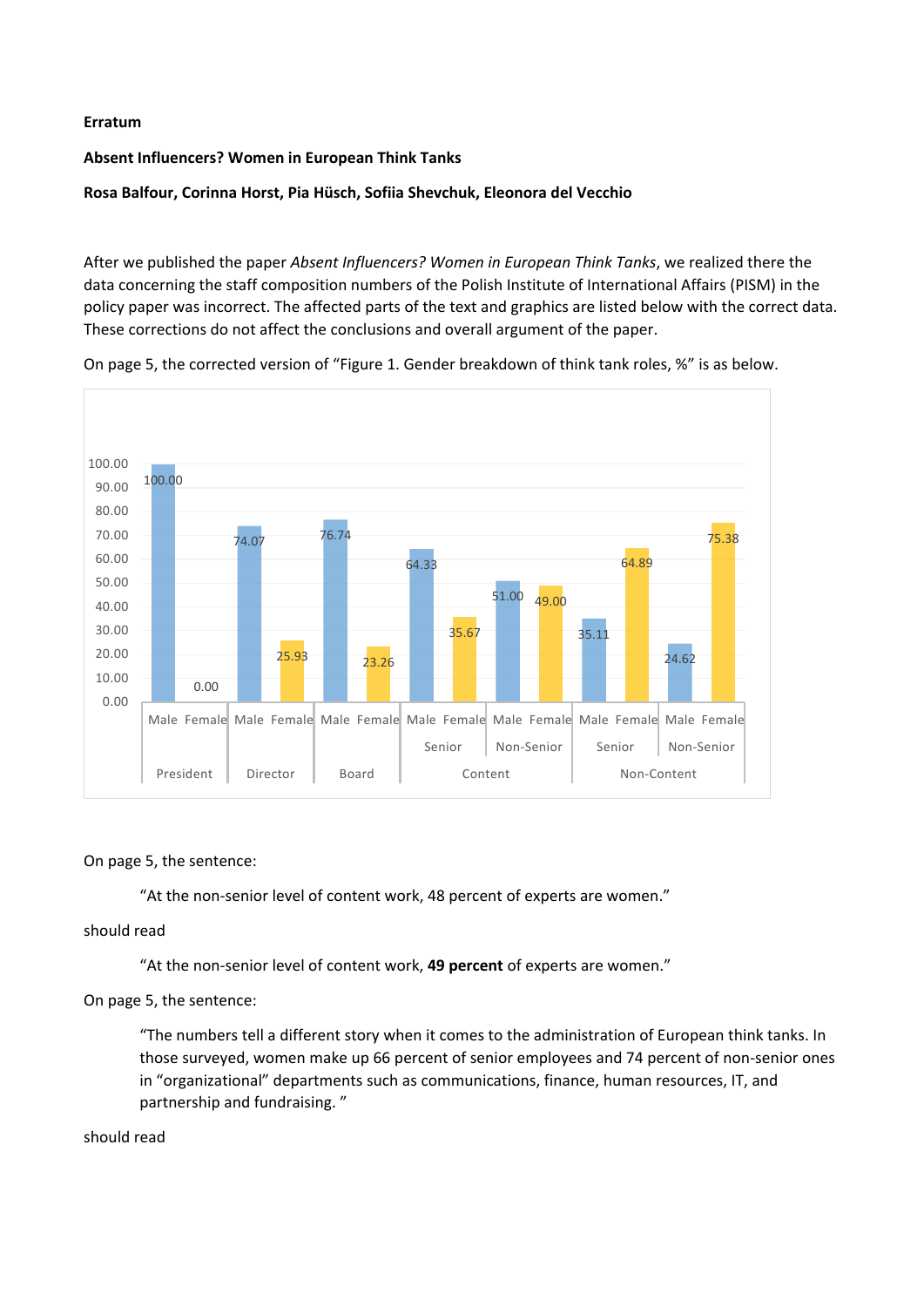**Erratum**

**Absent Influencers? Women in European Think Tanks**

**Rosa Balfour, Corinna Horst, Pia Hüsch, Sofiia Shevchuk, Eleonora del Vecchio**

After we published the paper *Absent Influencers? Women in European Think Tanks*, we realized there the data concerning the staff composition numbers of the Polish Institute of International Affairs (PISM) in the policy paper was incorrect. The affected parts of the text and graphics are listed below with the correct data. These corrections do not affect the conclusions and overall argument of the paper.

On page 5, the corrected version of "Figure 1. Gender breakdown of think tank roles, %" is as below.

| Role | | Male | Female |
|---|---|---|---|
| President | | 100.00 | 0.00 |
| Director | | 74.07 | 25.93 |
| Board | | 76.74 | 23.26 |
| Content | Senior | 64.33 | 35.67 |
| | Non-Senior | 51.00 | 49.00 |
| Non-Content | Senior | 35.11 | 64.89 |
| | Non-Senior | 24.62 | 75.38 |

On page 5, the sentence:

> "At the non-senior level of content work, 48 percent of experts are women."

should read

> "At the non-senior level of content work, **49 percent** of experts are women."

On page 5, the sentence:

> "The numbers tell a different story when it comes to the administration of European think tanks. In those surveyed, women make up 66 percent of senior employees and 74 percent of non-senior ones in "organizational" departments such as communications, finance, human resources, IT, and partnership and fundraising. "

should read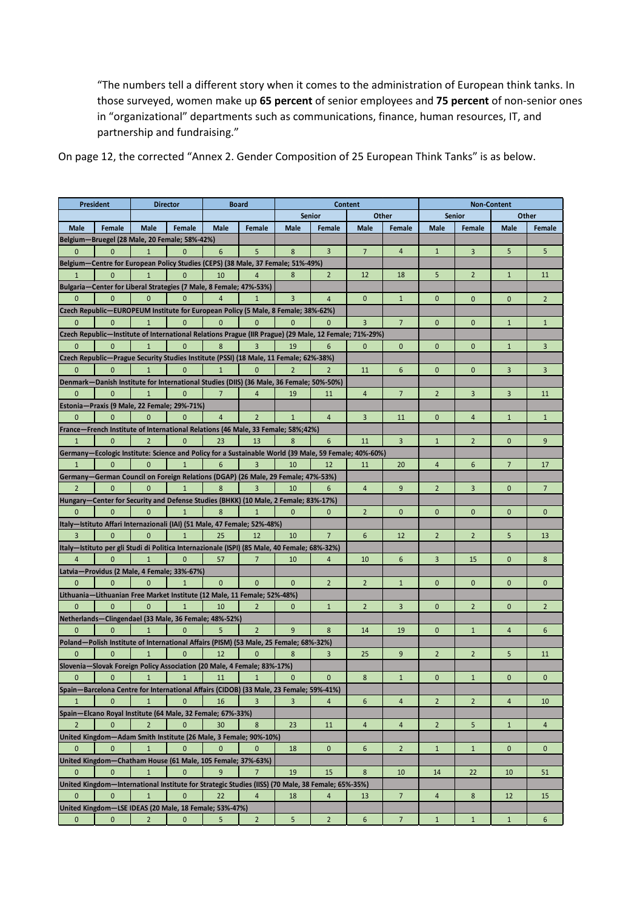> "The numbers tell a different story when it comes to the administration of European think tanks. In those surveyed, women make up **65 percent** of senior employees and **75 percent** of non-senior ones in "organizational" departments such as communications, finance, human resources, IT, and partnership and fundraising."

On page 12, the corrected "Annex 2. Gender Composition of 25 European Think Tanks" is as below.

| President | | Director | | Board | | Content | | | | Non-Content | | | |
|---|---|---|---|---|---|---|---|---|---|---|---|---|---|
| | | | | | | Senior | | Other | | Senior | | Other | |
| Male | Female | Male | Female | Male | Female | Male | Female | Male | Female | Male | Female | Male | Female |
| **Belgium—Bruegel (28 Male, 20 Female; 58%-42%)** | | | | | | | | | | | | | |
| 0 | 0 | 1 | 0 | 6 | 5 | 8 | 3 | 7 | 4 | 1 | 3 | 5 | 5 |
| **Belgium—Centre for European Policy Studies (CEPS) (38 Male, 37 Female; 51%-49%)** | | | | | | | | | | | | | |
| 1 | 0 | 1 | 0 | 10 | 4 | 8 | 2 | 12 | 18 | 5 | 2 | 1 | 11 |
| **Bulgaria—Center for Liberal Strategies (7 Male, 8 Female; 47%-53%)** | | | | | | | | | | | | | |
| 0 | 0 | 0 | 0 | 4 | 1 | 3 | 4 | 0 | 1 | 0 | 0 | 0 | 2 |
| **Czech Republic—EUROPEUM Institute for European Policy (5 Male, 8 Female; 38%-62%)** | | | | | | | | | | | | | |
| 0 | 0 | 1 | 0 | 0 | 0 | 0 | 0 | 3 | 7 | 0 | 0 | 1 | 1 |
| **Czech Republic—Institute of International Relations Prague (IIR Prague) (29 Male, 12 Female; 71%-29%)** | | | | | | | | | | | | | |
| 0 | 0 | 1 | 0 | 8 | 3 | 19 | 6 | 0 | 0 | 0 | 0 | 1 | 3 |
| **Czech Republic—Prague Security Studies Institute (PSSI) (18 Male, 11 Female; 62%-38%)** | | | | | | | | | | | | | |
| 0 | 0 | 1 | 0 | 1 | 0 | 2 | 2 | 11 | 6 | 0 | 0 | 3 | 3 |
| **Denmark—Danish Institute for International Studies (DIIS) (36 Male, 36 Female; 50%-50%)** | | | | | | | | | | | | | |
| 0 | 0 | 1 | 0 | 7 | 4 | 19 | 11 | 4 | 7 | 2 | 3 | 3 | 11 |
| **Estonia—Praxis (9 Male, 22 Female; 29%-71%)** | | | | | | | | | | | | | |
| 0 | 0 | 0 | 0 | 4 | 2 | 1 | 4 | 3 | 11 | 0 | 4 | 1 | 1 |
| **France—French Institute of International Relations (46 Male, 33 Female; 58%;42%)** | | | | | | | | | | | | | |
| 1 | 0 | 2 | 0 | 23 | 13 | 8 | 6 | 11 | 3 | 1 | 2 | 0 | 9 |
| **Germany—Ecologic Institute: Science and Policy for a Sustainable World (39 Male, 59 Female; 40%-60%)** | | | | | | | | | | | | | |
| 1 | 0 | 0 | 1 | 6 | 3 | 10 | 12 | 11 | 20 | 4 | 6 | 7 | 17 |
| **Germany—German Council on Foreign Relations (DGAP) (26 Male, 29 Female; 47%-53%)** | | | | | | | | | | | | | |
| 2 | 0 | 0 | 1 | 8 | 3 | 10 | 6 | 4 | 9 | 2 | 3 | 0 | 7 |
| **Hungary—Center for Security and Defense Studies (BHKK) (10 Male, 2 Female; 83%-17%)** | | | | | | | | | | | | | |
| 0 | 0 | 0 | 1 | 8 | 1 | 0 | 0 | 2 | 0 | 0 | 0 | 0 | 0 |
| **Italy—Istituto Affari Internazionali (IAI) (51 Male, 47 Female; 52%-48%)** | | | | | | | | | | | | | |
| 3 | 0 | 0 | 1 | 25 | 12 | 10 | 7 | 6 | 12 | 2 | 2 | 5 | 13 |
| **Italy—Istituto per gli Studi di Politica Internazionale (ISPI) (85 Male, 40 Female; 68%-32%)** | | | | | | | | | | | | | |
| 4 | 0 | 1 | 0 | 57 | 7 | 10 | 4 | 10 | 6 | 3 | 15 | 0 | 8 |
| **Latvia—Providus (2 Male, 4 Female; 33%-67%)** | | | | | | | | | | | | | |
| 0 | 0 | 0 | 1 | 0 | 0 | 0 | 2 | 2 | 1 | 0 | 0 | 0 | 0 |
| **Lithuania—Lithuanian Free Market Institute (12 Male, 11 Female; 52%-48%)** | | | | | | | | | | | | | |
| 0 | 0 | 0 | 1 | 10 | 2 | 0 | 1 | 2 | 3 | 0 | 2 | 0 | 2 |
| **Netherlands—Clingendael (33 Male, 36 Female; 48%-52%)** | | | | | | | | | | | | | |
| 0 | 0 | 1 | 0 | 5 | 2 | 9 | 8 | 14 | 19 | 0 | 1 | 4 | 6 |
| **Poland—Polish Institute of International Affairs (PISM) (53 Male, 25 Female; 68%-32%)** | | | | | | | | | | | | | |
| 0 | 0 | 1 | 0 | 12 | 0 | 8 | 3 | 25 | 9 | 2 | 2 | 5 | 11 |
| **Slovenia—Slovak Foreign Policy Association (20 Male, 4 Female; 83%-17%)** | | | | | | | | | | | | | |
| 0 | 0 | 1 | 1 | 11 | 1 | 0 | 0 | 8 | 1 | 0 | 1 | 0 | 0 |
| **Spain—Barcelona Centre for International Affairs (CIDOB) (33 Male, 23 Female; 59%-41%)** | | | | | | | | | | | | | |
| 1 | 0 | 1 | 0 | 16 | 3 | 3 | 4 | 6 | 4 | 2 | 2 | 4 | 10 |
| **Spain—Elcano Royal Institute (64 Male, 32 Female; 67%-33%)** | | | | | | | | | | | | | |
| 2 | 0 | 2 | 0 | 30 | 8 | 23 | 11 | 4 | 4 | 2 | 5 | 1 | 4 |
| **United Kingdom—Adam Smith Institute (26 Male, 3 Female; 90%-10%)** | | | | | | | | | | | | | |
| 0 | 0 | 1 | 0 | 0 | 0 | 18 | 0 | 6 | 2 | 1 | 1 | 0 | 0 |
| **United Kingdom—Chatham House (61 Male, 105 Female; 37%-63%)** | | | | | | | | | | | | | |
| 0 | 0 | 1 | 0 | 9 | 7 | 19 | 15 | 8 | 10 | 14 | 22 | 10 | 51 |
| **United Kingdom—International Institute for Strategic Studies (IISS) (70 Male, 38 Female; 65%-35%)** | | | | | | | | | | | | | |
| 0 | 0 | 1 | 0 | 22 | 4 | 18 | 4 | 13 | 7 | 4 | 8 | 12 | 15 |
| **United Kingdom—LSE IDEAS (20 Male, 18 Female; 53%-47%)** | | | | | | | | | | | | | |
| 0 | 0 | 2 | 0 | 5 | 2 | 5 | 2 | 6 | 7 | 1 | 1 | 1 | 6 |